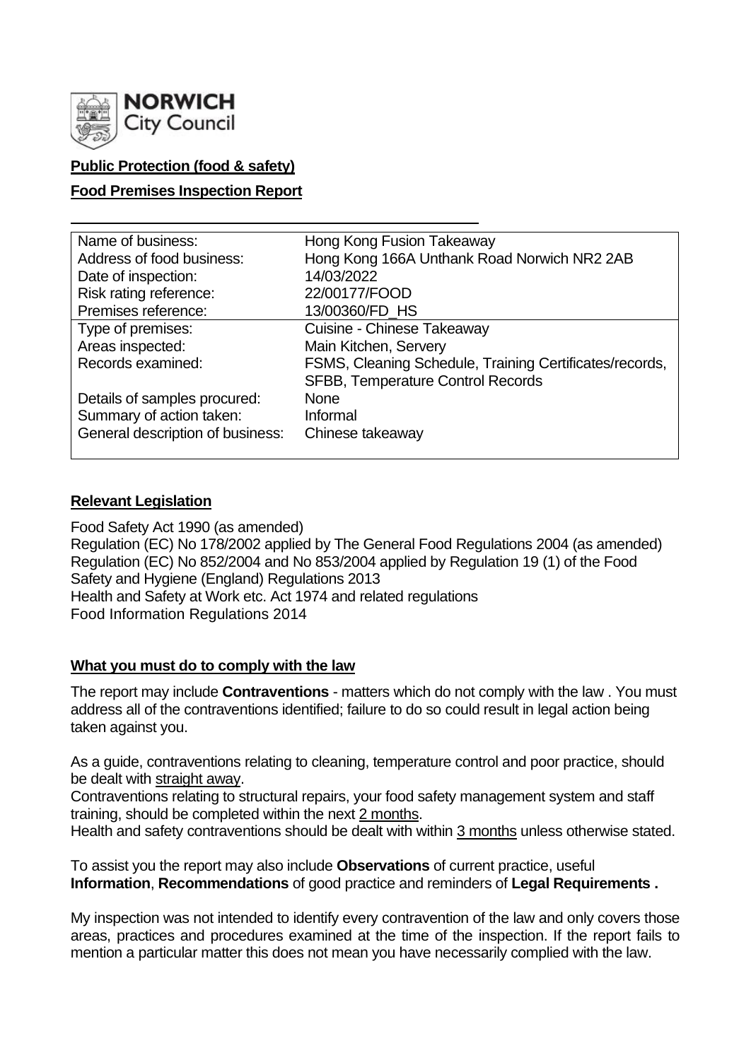**Public Protection (food & safety)**

**Food Premises Inspection Report**

| Name of business: | Hong Kong Fusion Takeaway |
|---|---|
| Address of food business: | Hong Kong 166A Unthank Road Norwich NR2 2AB |
| Date of inspection: | 14/03/2022 |
| Risk rating reference: | 22/00177/FOOD |
| Premises reference: | 13/00360/FD_HS |
| Type of premises: | Cuisine - Chinese Takeaway |
| Areas inspected: | Main Kitchen, Servery |
| Records examined: | FSMS, Cleaning Schedule, Training Certificates/records, SFBB, Temperature Control Records |
| Details of samples procured: | None |
| Summary of action taken: | Informal |
| General description of business: | Chinese takeaway |

## Relevant Legislation

Food Safety Act 1990 (as amended)
Regulation (EC) No 178/2002 applied by The General Food Regulations 2004 (as amended)
Regulation (EC) No 852/2004 and No 853/2004 applied by Regulation 19 (1) of the Food Safety and Hygiene (England) Regulations 2013
Health and Safety at Work etc. Act 1974 and related regulations
Food Information Regulations 2014

## What you must do to comply with the law

The report may include **Contraventions** - matters which do not comply with the law . You must address all of the contraventions identified; failure to do so could result in legal action being taken against you.

As a guide, contraventions relating to cleaning, temperature control and poor practice, should be dealt with straight away.

Contraventions relating to structural repairs, your food safety management system and staff training, should be completed within the next 2 months.

Health and safety contraventions should be dealt with within 3 months unless otherwise stated.

To assist you the report may also include **Observations** of current practice, useful **Information**, **Recommendations** of good practice and reminders of **Legal Requirements .**

My inspection was not intended to identify every contravention of the law and only covers those areas, practices and procedures examined at the time of the inspection. If the report fails to mention a particular matter this does not mean you have necessarily complied with the law.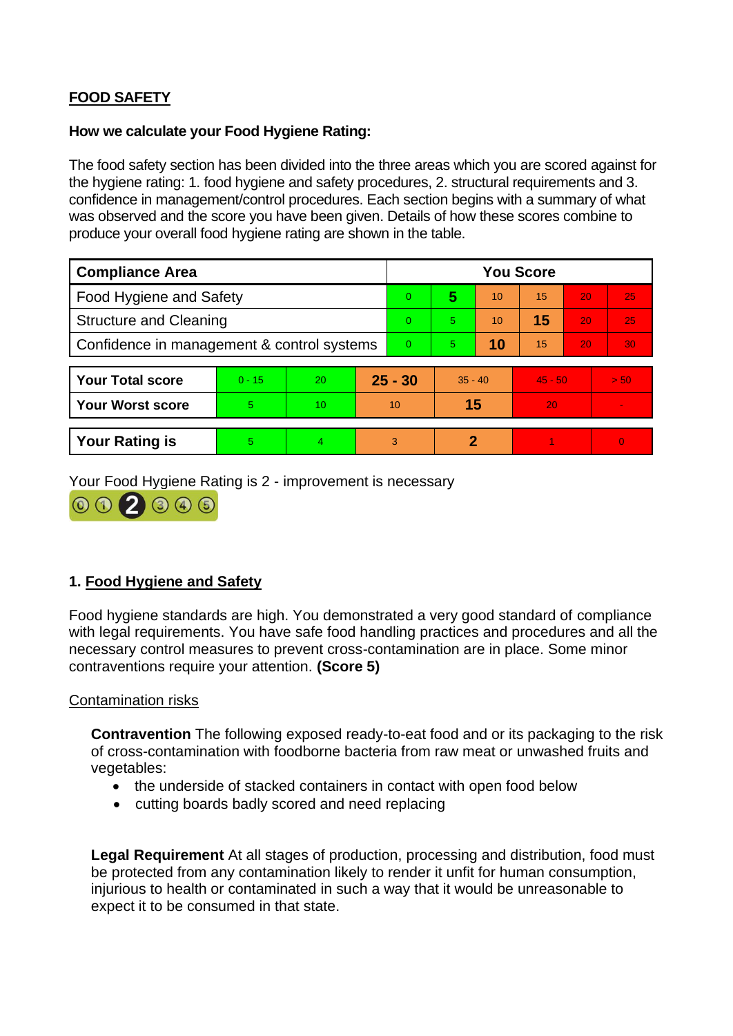**FOOD SAFETY**

**How we calculate your Food Hygiene Rating:**

The food safety section has been divided into the three areas which you are scored against for the hygiene rating: 1. food hygiene and safety procedures, 2. structural requirements and 3. confidence in management/control procedures. Each section begins with a summary of what was observed and the score you have been given. Details of how these scores combine to produce your overall food hygiene rating are shown in the table.

| Compliance Area | You Score | | | | | |
|---|---|---|---|---|---|---|
| Food Hygiene and Safety | 0 | **5** | 10 | 15 | 20 | 25 |
| Structure and Cleaning | 0 | 5 | 10 | **15** | 20 | 25 |
| Confidence in management & control systems | 0 | 5 | **10** | 15 | 20 | 30 |

| | | | | | | |
|---|---|---|---|---|---|---|
| **Your Total score** | 0 - 15 | 20 | **25 - 30** | 35 - 40 | 45 - 50 | > 50 |
| **Your Worst score** | 5 | 10 | 10 | **15** | 20 | - |

| | | | | | | |
|---|---|---|---|---|---|---|
| **Your Rating is** | 5 | 4 | 3 | **2** | 1 | 0 |

Your Food Hygiene Rating is 2 - improvement is necessary

## 1. Food Hygiene and Safety

Food hygiene standards are high. You demonstrated a very good standard of compliance with legal requirements. You have safe food handling practices and procedures and all the necessary control measures to prevent cross-contamination are in place. Some minor contraventions require your attention. **(Score 5)**

Contamination risks

**Contravention** The following exposed ready-to-eat food and or its packaging to the risk of cross-contamination with foodborne bacteria from raw meat or unwashed fruits and vegetables:

- the underside of stacked containers in contact with open food below
- cutting boards badly scored and need replacing

**Legal Requirement** At all stages of production, processing and distribution, food must be protected from any contamination likely to render it unfit for human consumption, injurious to health or contaminated in such a way that it would be unreasonable to expect it to be consumed in that state.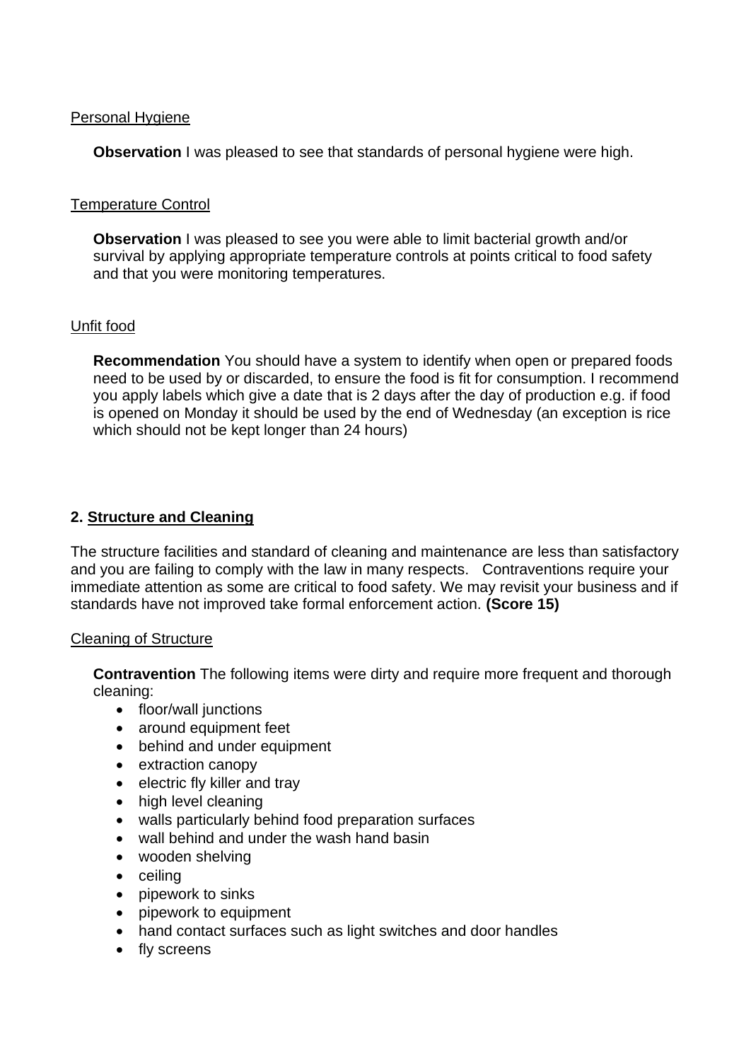Personal Hygiene

**Observation** I was pleased to see that standards of personal hygiene were high.

Temperature Control

**Observation** I was pleased to see you were able to limit bacterial growth and/or survival by applying appropriate temperature controls at points critical to food safety and that you were monitoring temperatures.

Unfit food

**Recommendation** You should have a system to identify when open or prepared foods need to be used by or discarded, to ensure the food is fit for consumption. I recommend you apply labels which give a date that is 2 days after the day of production e.g. if food is opened on Monday it should be used by the end of Wednesday (an exception is rice which should not be kept longer than 24 hours)

## 2. Structure and Cleaning

The structure facilities and standard of cleaning and maintenance are less than satisfactory and you are failing to comply with the law in many respects. Contraventions require your immediate attention as some are critical to food safety. We may revisit your business and if standards have not improved take formal enforcement action. **(Score 15)**

Cleaning of Structure

**Contravention** The following items were dirty and require more frequent and thorough cleaning:

- floor/wall junctions
- around equipment feet
- behind and under equipment
- extraction canopy
- electric fly killer and tray
- high level cleaning
- walls particularly behind food preparation surfaces
- wall behind and under the wash hand basin
- wooden shelving
- ceiling
- pipework to sinks
- pipework to equipment
- hand contact surfaces such as light switches and door handles
- fly screens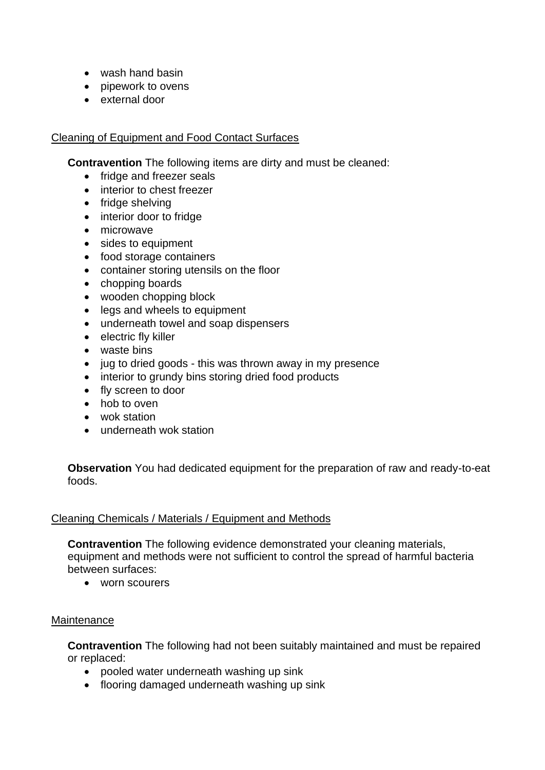- wash hand basin
- pipework to ovens
- external door

Cleaning of Equipment and Food Contact Surfaces

**Contravention** The following items are dirty and must be cleaned:

- fridge and freezer seals
- interior to chest freezer
- fridge shelving
- interior door to fridge
- microwave
- sides to equipment
- food storage containers
- container storing utensils on the floor
- chopping boards
- wooden chopping block
- legs and wheels to equipment
- underneath towel and soap dispensers
- electric fly killer
- waste bins
- jug to dried goods - this was thrown away in my presence
- interior to grundy bins storing dried food products
- fly screen to door
- hob to oven
- wok station
- underneath wok station

**Observation** You had dedicated equipment for the preparation of raw and ready-to-eat foods.

Cleaning Chemicals / Materials / Equipment and Methods

**Contravention** The following evidence demonstrated your cleaning materials, equipment and methods were not sufficient to control the spread of harmful bacteria between surfaces:

- worn scourers

Maintenance

**Contravention** The following had not been suitably maintained and must be repaired or replaced:

- pooled water underneath washing up sink
- flooring damaged underneath washing up sink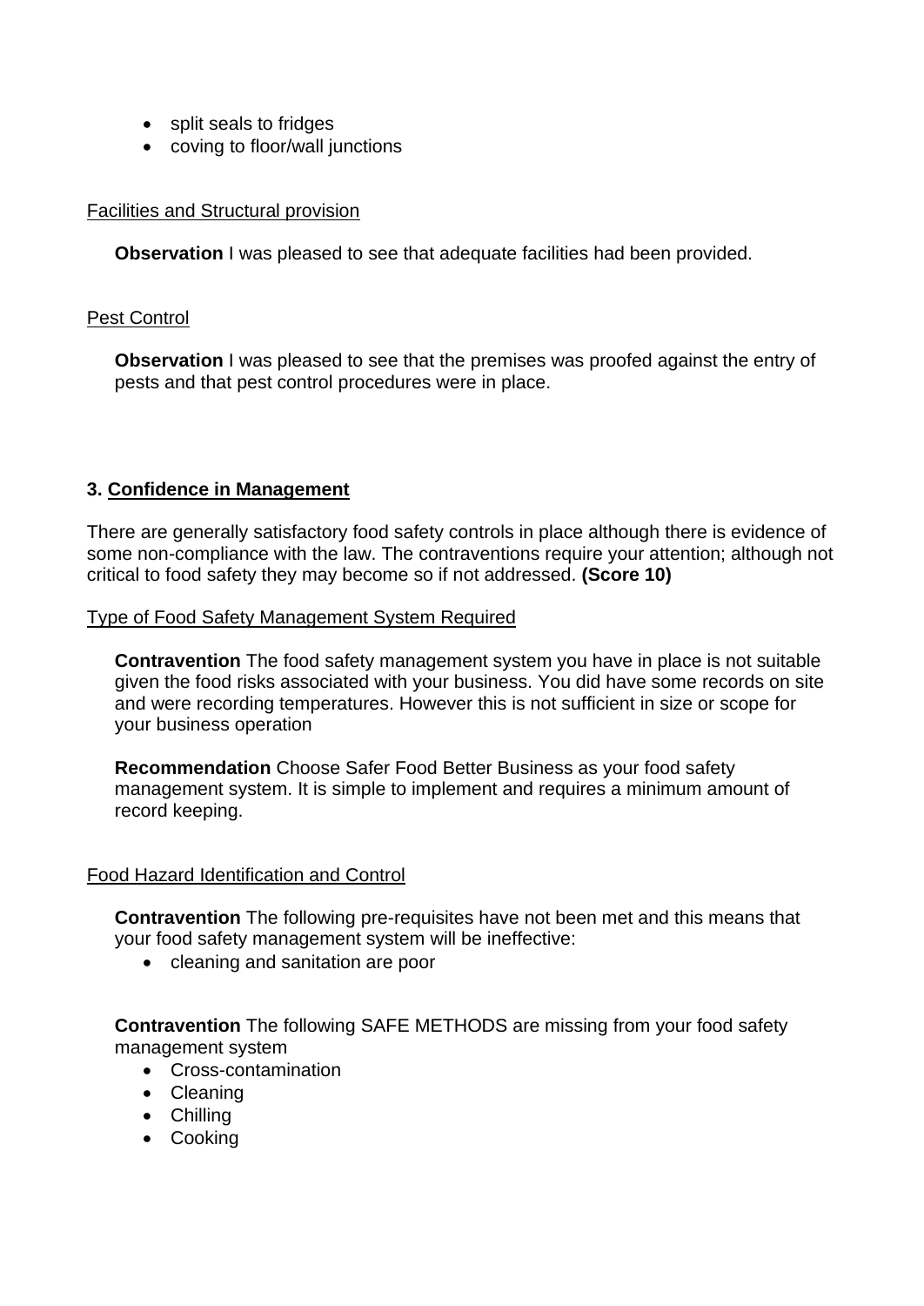- split seals to fridges
- coving to floor/wall junctions

Facilities and Structural provision

**Observation** I was pleased to see that adequate facilities had been provided.

Pest Control

**Observation** I was pleased to see that the premises was proofed against the entry of pests and that pest control procedures were in place.

## 3. Confidence in Management

There are generally satisfactory food safety controls in place although there is evidence of some non-compliance with the law. The contraventions require your attention; although not critical to food safety they may become so if not addressed. **(Score 10)**

Type of Food Safety Management System Required

**Contravention** The food safety management system you have in place is not suitable given the food risks associated with your business. You did have some records on site and were recording temperatures. However this is not sufficient in size or scope for your business operation

**Recommendation** Choose Safer Food Better Business as your food safety management system. It is simple to implement and requires a minimum amount of record keeping.

Food Hazard Identification and Control

**Contravention** The following pre-requisites have not been met and this means that your food safety management system will be ineffective:

- cleaning and sanitation are poor

**Contravention** The following SAFE METHODS are missing from your food safety management system

- Cross-contamination
- Cleaning
- Chilling
- Cooking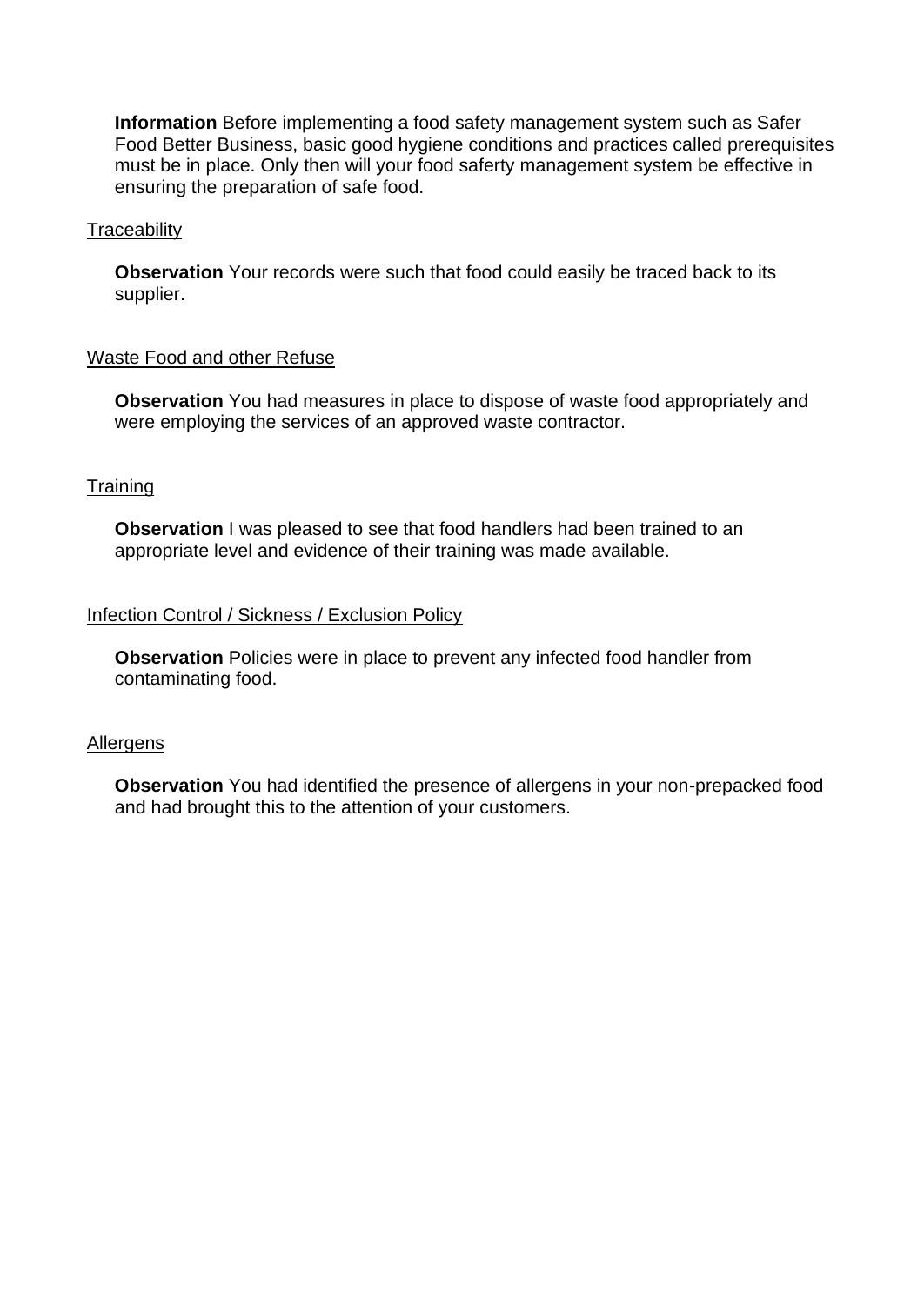**Information** Before implementing a food safety management system such as Safer Food Better Business, basic good hygiene conditions and practices called prerequisites must be in place. Only then will your food saferty management system be effective in ensuring the preparation of safe food.

Traceability

**Observation** Your records were such that food could easily be traced back to its supplier.

Waste Food and other Refuse

**Observation** You had measures in place to dispose of waste food appropriately and were employing the services of an approved waste contractor.

Training

**Observation** I was pleased to see that food handlers had been trained to an appropriate level and evidence of their training was made available.

Infection Control / Sickness / Exclusion Policy

**Observation** Policies were in place to prevent any infected food handler from contaminating food.

Allergens

**Observation** You had identified the presence of allergens in your non-prepacked food and had brought this to the attention of your customers.